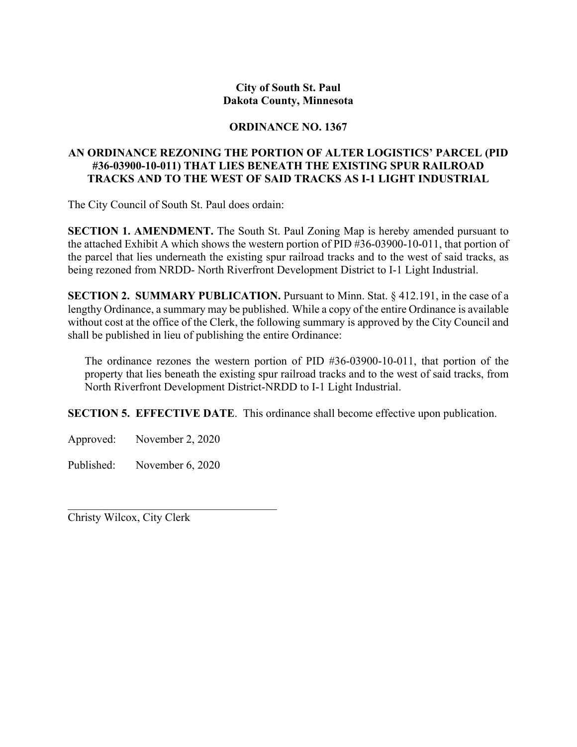**City of South St. Paul**
**Dakota County, Minnesota**

**ORDINANCE NO. 1367**

**AN ORDINANCE REZONING THE PORTION OF ALTER LOGISTICS' PARCEL (PID #36-03900-10-011) THAT LIES BENEATH THE EXISTING SPUR RAILROAD TRACKS AND TO THE WEST OF SAID TRACKS AS I-1 LIGHT INDUSTRIAL**

The City Council of South St. Paul does ordain:

**SECTION 1. AMENDMENT.** The South St. Paul Zoning Map is hereby amended pursuant to the attached Exhibit A which shows the western portion of PID #36-03900-10-011, that portion of the parcel that lies underneath the existing spur railroad tracks and to the west of said tracks, as being rezoned from NRDD- North Riverfront Development District to I-1 Light Industrial.

**SECTION 2. SUMMARY PUBLICATION.** Pursuant to Minn. Stat. § 412.191, in the case of a lengthy Ordinance, a summary may be published. While a copy of the entire Ordinance is available without cost at the office of the Clerk, the following summary is approved by the City Council and shall be published in lieu of publishing the entire Ordinance:

> The ordinance rezones the western portion of PID #36-03900-10-011, that portion of the property that lies beneath the existing spur railroad tracks and to the west of said tracks, from North Riverfront Development District-NRDD to I-1 Light Industrial.

**SECTION 5. EFFECTIVE DATE**. This ordinance shall become effective upon publication.

Approved: November 2, 2020

Published: November 6, 2020

\_\_\_\_\_\_\_\_\_\_\_\_\_\_\_\_\_\_\_\_\_\_\_\_\_\_\_\_\_\_\_\_\_\_\_\_\_\_

Christy Wilcox, City Clerk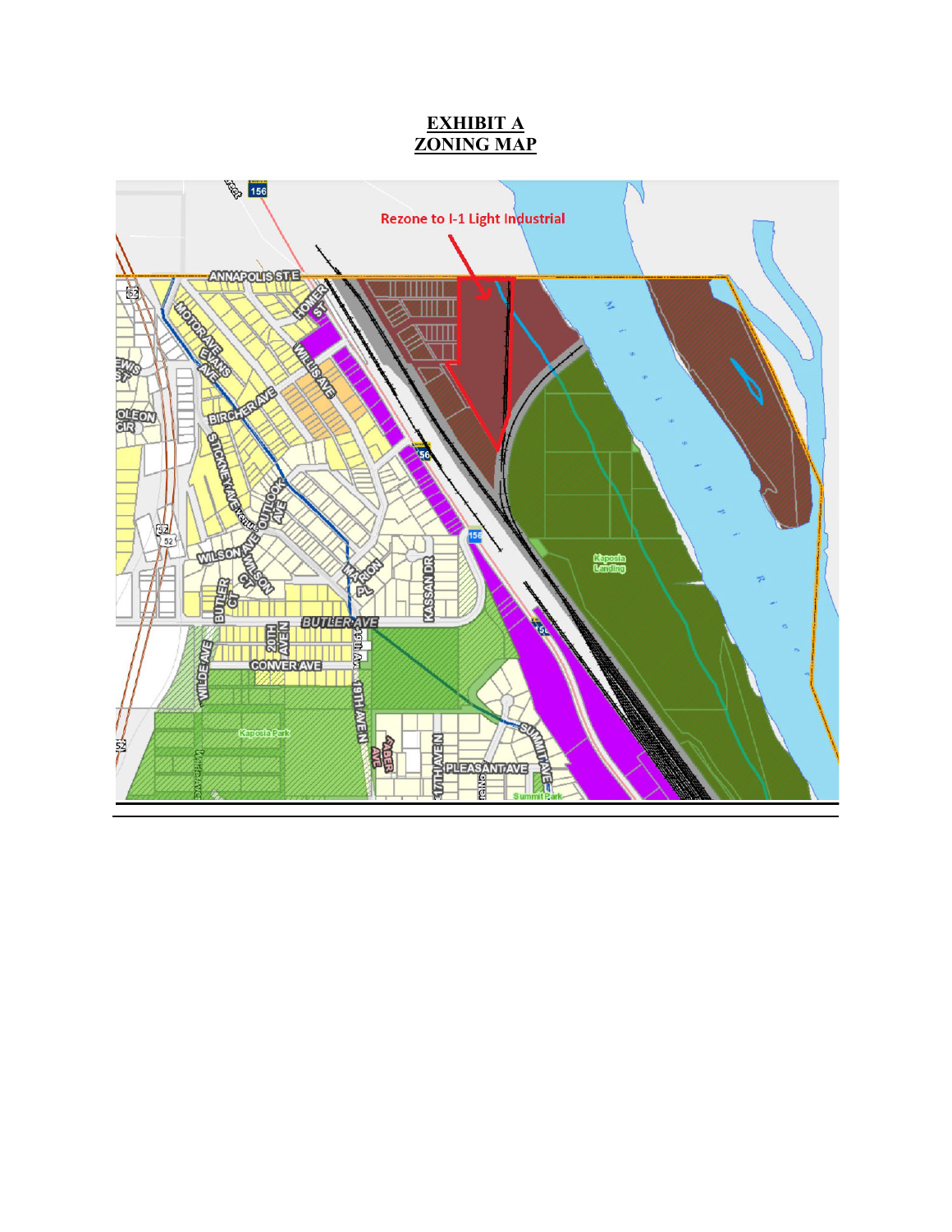# EXHIBIT A
# ZONING MAP

Rezone to I-1 Light Industrial

ANNAPOLIS ST E

HOMER ST

MOTOR AVE

EVANS AVE

WILLIS AVE

BIRCHER AVE

STICKNEY AVE

OUTLOOK AVE

WILSON AVE

WILSON CT

MARION PL

KASSAN DR

BUTLER CT

BUTLER AVE

20TH AVE N

19TH AVE N

CONVER AVE

WILDE AVE

Kaposia Park

FABER AVE

17TH AVE N

PLEASANT AVE

SUMMIT AVE

Summit Park

Kaposia Landing

Mississippi River

156

52